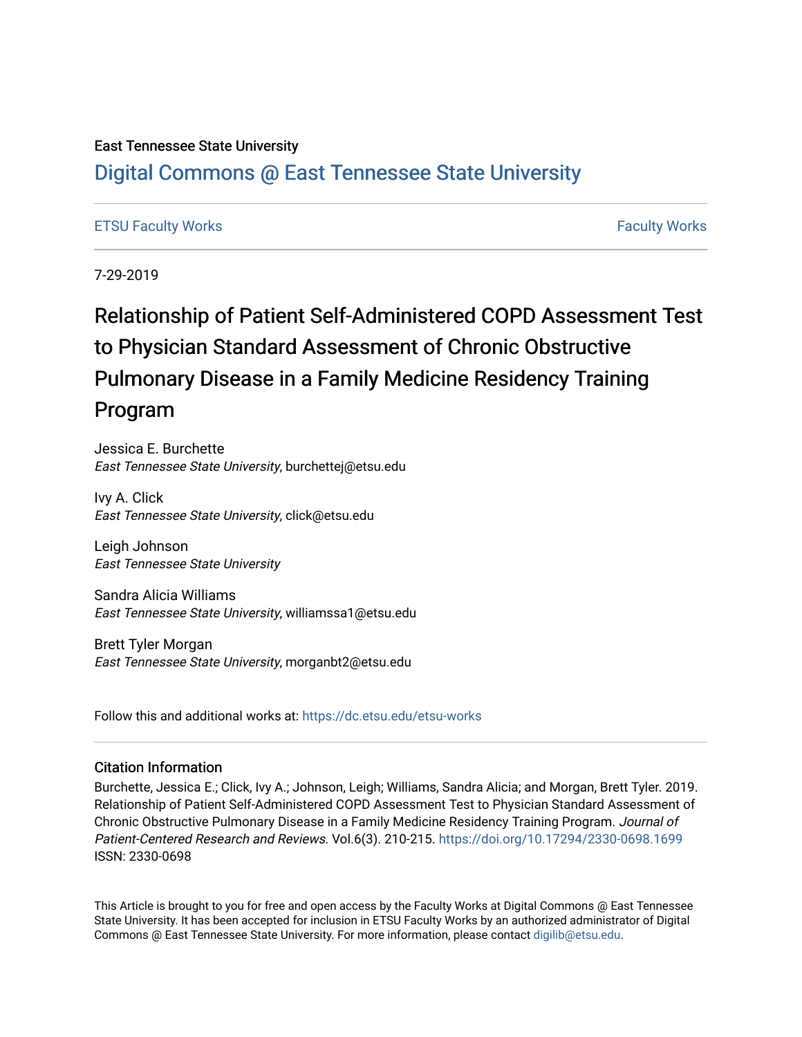East Tennessee State University

# Digital Commons @ East Tennessee State University

ETSU Faculty Works | Faculty Works

7-29-2019

# Relationship of Patient Self-Administered COPD Assessment Test to Physician Standard Assessment of Chronic Obstructive Pulmonary Disease in a Family Medicine Residency Training Program

Jessica E. Burchette
*East Tennessee State University*, burchettej@etsu.edu

Ivy A. Click
*East Tennessee State University*, click@etsu.edu

Leigh Johnson
*East Tennessee State University*

Sandra Alicia Williams
*East Tennessee State University*, williamssa1@etsu.edu

Brett Tyler Morgan
*East Tennessee State University*, morganbt2@etsu.edu

Follow this and additional works at: https://dc.etsu.edu/etsu-works

## Citation Information

Burchette, Jessica E.; Click, Ivy A.; Johnson, Leigh; Williams, Sandra Alicia; and Morgan, Brett Tyler. 2019. Relationship of Patient Self-Administered COPD Assessment Test to Physician Standard Assessment of Chronic Obstructive Pulmonary Disease in a Family Medicine Residency Training Program. *Journal of Patient-Centered Research and Reviews*. Vol.6(3). 210-215. https://doi.org/10.17294/2330-0698.1699 ISSN: 2330-0698

This Article is brought to you for free and open access by the Faculty Works at Digital Commons @ East Tennessee State University. It has been accepted for inclusion in ETSU Faculty Works by an authorized administrator of Digital Commons @ East Tennessee State University. For more information, please contact digilib@etsu.edu.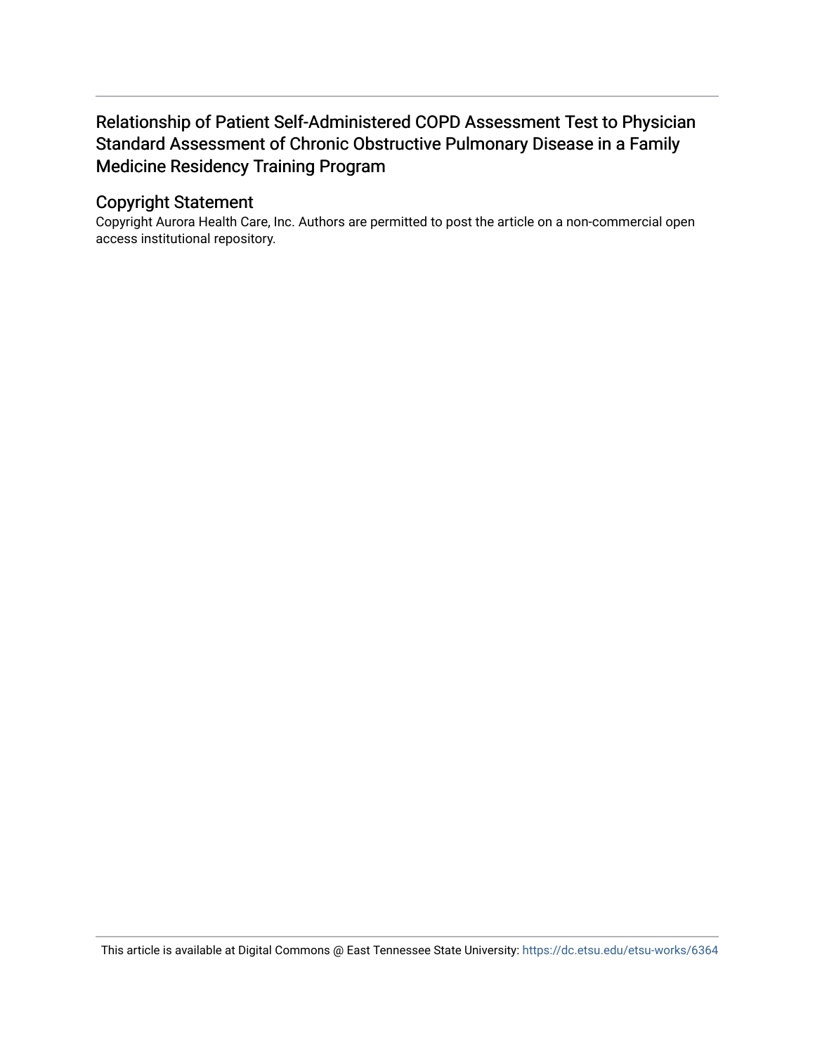# Relationship of Patient Self-Administered COPD Assessment Test to Physician Standard Assessment of Chronic Obstructive Pulmonary Disease in a Family Medicine Residency Training Program

## Copyright Statement

Copyright Aurora Health Care, Inc. Authors are permitted to post the article on a non-commercial open access institutional repository.

This article is available at Digital Commons @ East Tennessee State University: https://dc.etsu.edu/etsu-works/6364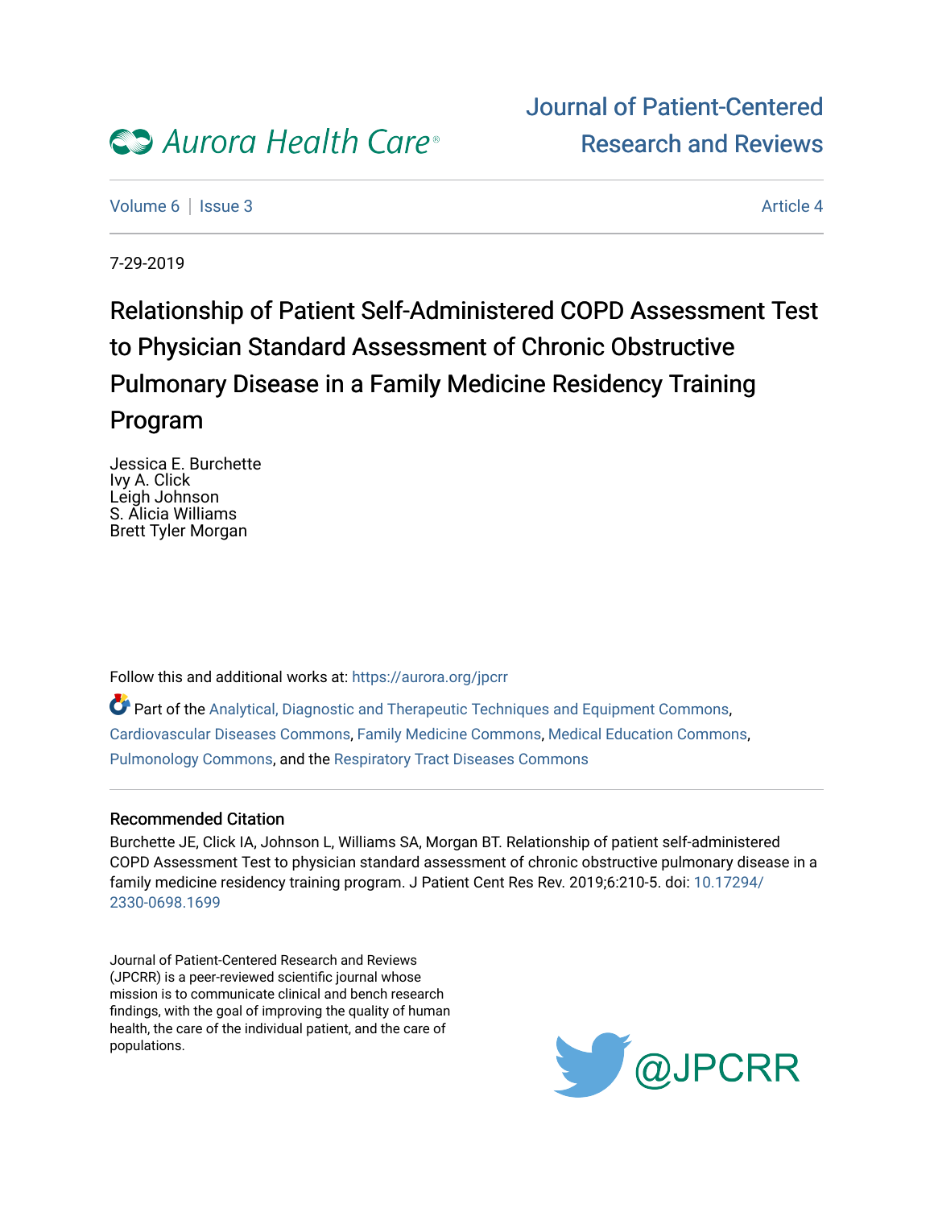# Relationship of Patient Self-Administered COPD Assessment Test to Physician Standard Assessment of Chronic Obstructive Pulmonary Disease in a Family Medicine Residency Training Program

Jessica E. Burchette
Ivy A. Click
Leigh Johnson
S. Alicia Williams
Brett Tyler Morgan

Follow this and additional works at: https://aurora.org/jpcrr

Part of the Analytical, Diagnostic and Therapeutic Techniques and Equipment Commons, Cardiovascular Diseases Commons, Family Medicine Commons, Medical Education Commons, Pulmonology Commons, and the Respiratory Tract Diseases Commons

## Recommended Citation

Burchette JE, Click IA, Johnson L, Williams SA, Morgan BT. Relationship of patient self-administered COPD Assessment Test to physician standard assessment of chronic obstructive pulmonary disease in a family medicine residency training program. J Patient Cent Res Rev. 2019;6:210-5. doi: 10.17294/2330-0698.1699

Journal of Patient-Centered Research and Reviews (JPCRR) is a peer-reviewed scientific journal whose mission is to communicate clinical and bench research findings, with the goal of improving the quality of human health, the care of the individual patient, and the care of populations.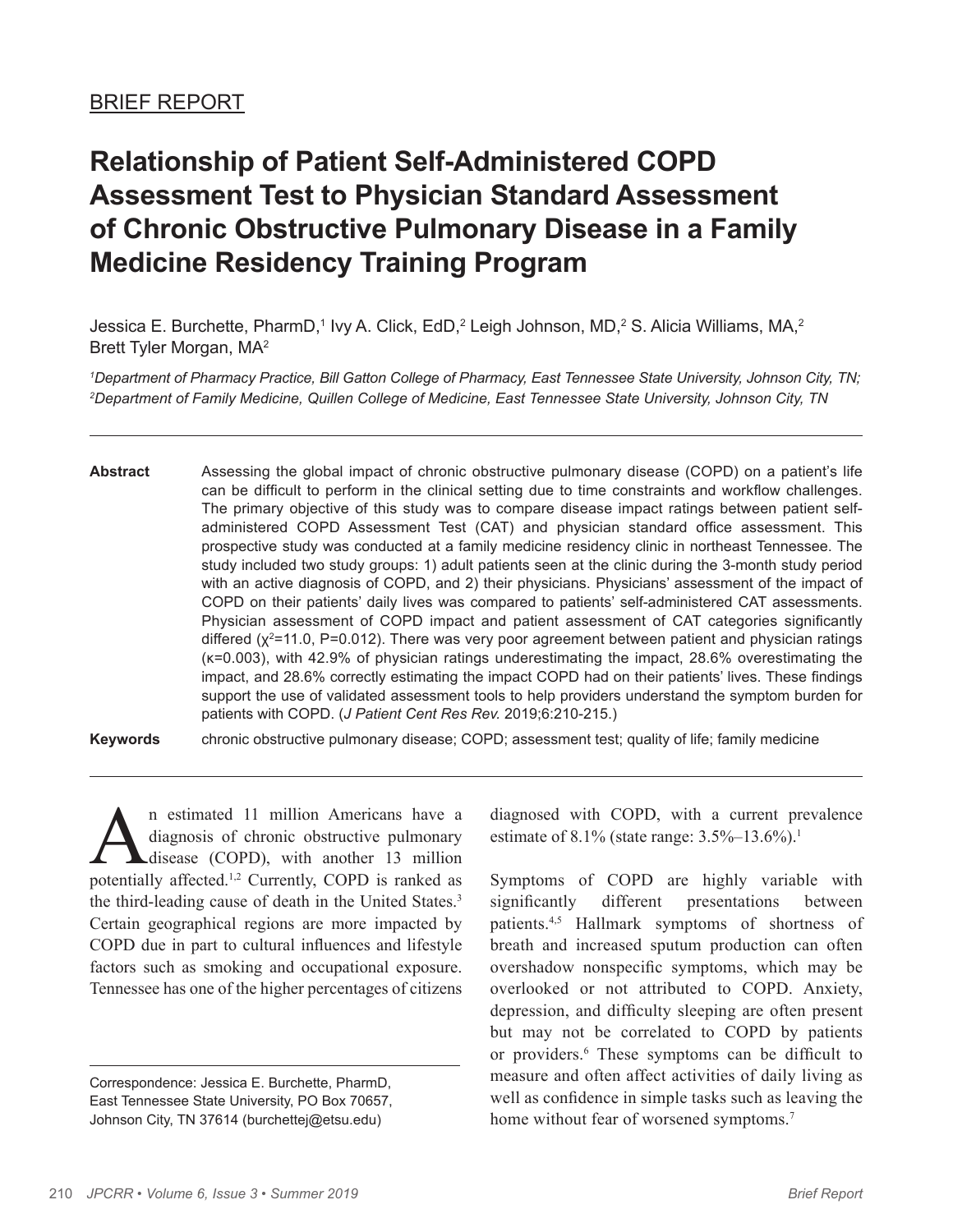BRIEF REPORT

# Relationship of Patient Self-Administered COPD Assessment Test to Physician Standard Assessment of Chronic Obstructive Pulmonary Disease in a Family Medicine Residency Training Program

Jessica E. Burchette, PharmD,[1] Ivy A. Click, EdD,[2] Leigh Johnson, MD,[2] S. Alicia Williams, MA,[2] Brett Tyler Morgan, MA[2]

*[1]Department of Pharmacy Practice, Bill Gatton College of Pharmacy, East Tennessee State University, Johnson City, TN; [2]Department of Family Medicine, Quillen College of Medicine, East Tennessee State University, Johnson City, TN*

---

**Abstract** Assessing the global impact of chronic obstructive pulmonary disease (COPD) on a patient's life can be difficult to perform in the clinical setting due to time constraints and workflow challenges. The primary objective of this study was to compare disease impact ratings between patient self-administered COPD Assessment Test (CAT) and physician standard office assessment. This prospective study was conducted at a family medicine residency clinic in northeast Tennessee. The study included two study groups: 1) adult patients seen at the clinic during the 3-month study period with an active diagnosis of COPD, and 2) their physicians. Physicians' assessment of the impact of COPD on their patients' daily lives was compared to patients' self-administered CAT assessments. Physician assessment of COPD impact and patient assessment of CAT categories significantly differed ($\chi^2$=11.0, P=0.012). There was very poor agreement between patient and physician ratings ($\kappa$=0.003), with 42.9% of physician ratings underestimating the impact, 28.6% overestimating the impact, and 28.6% correctly estimating the impact COPD had on their patients' lives. These findings support the use of validated assessment tools to help providers understand the symptom burden for patients with COPD. (*J Patient Cent Res Rev.* 2019;6:210-215.)

**Keywords** chronic obstructive pulmonary disease; COPD; assessment test; quality of life; family medicine

---

An estimated 11 million Americans have a diagnosis of chronic obstructive pulmonary disease (COPD), with another 13 million potentially affected.[1,2] Currently, COPD is ranked as the third-leading cause of death in the United States.[3] Certain geographical regions are more impacted by COPD due in part to cultural influences and lifestyle factors such as smoking and occupational exposure. Tennessee has one of the higher percentages of citizens diagnosed with COPD, with a current prevalence estimate of 8.1% (state range: 3.5%–13.6%).[1]

Symptoms of COPD are highly variable with significantly different presentations between patients.[4,5] Hallmark symptoms of shortness of breath and increased sputum production can often overshadow nonspecific symptoms, which may be overlooked or not attributed to COPD. Anxiety, depression, and difficulty sleeping are often present but may not be correlated to COPD by patients or providers.[6] These symptoms can be difficult to measure and often affect activities of daily living as well as confidence in simple tasks such as leaving the home without fear of worsened symptoms.[7]

Correspondence: Jessica E. Burchette, PharmD, East Tennessee State University, PO Box 70657, Johnson City, TN 37614 (burchettej@etsu.edu)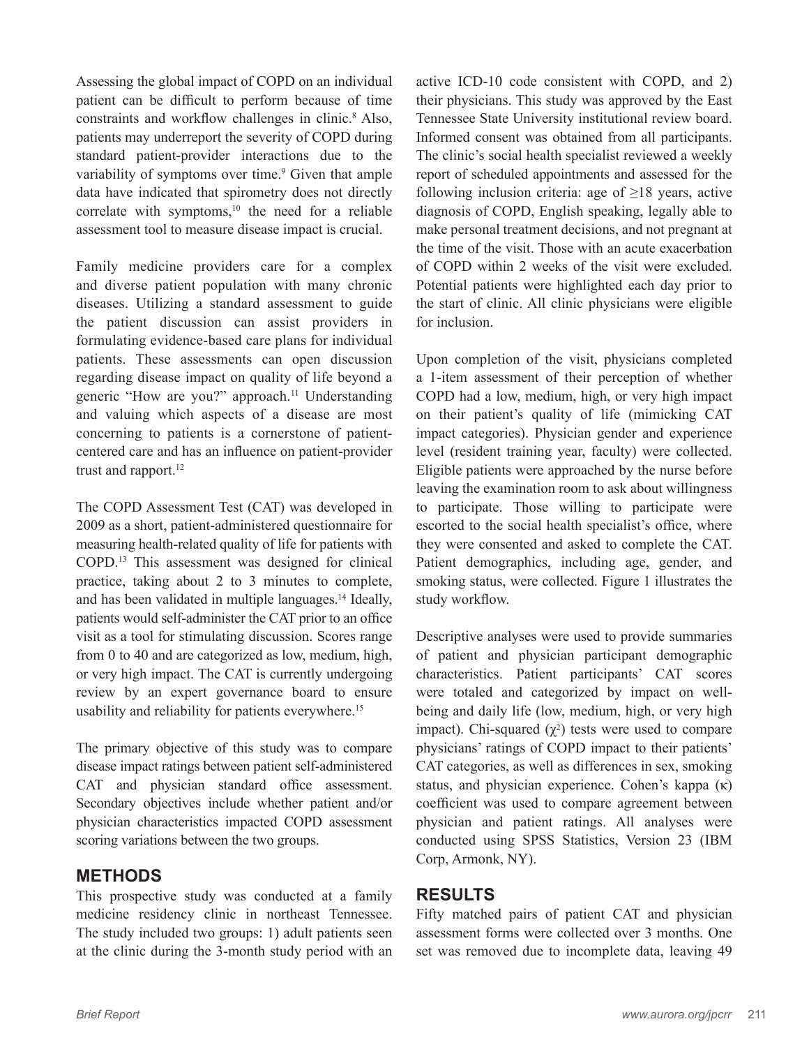Assessing the global impact of COPD on an individual patient can be difficult to perform because of time constraints and workflow challenges in clinic.[8] Also, patients may underreport the severity of COPD during standard patient-provider interactions due to the variability of symptoms over time.[9] Given that ample data have indicated that spirometry does not directly correlate with symptoms,[10] the need for a reliable assessment tool to measure disease impact is crucial.

Family medicine providers care for a complex and diverse patient population with many chronic diseases. Utilizing a standard assessment to guide the patient discussion can assist providers in formulating evidence-based care plans for individual patients. These assessments can open discussion regarding disease impact on quality of life beyond a generic "How are you?" approach.[11] Understanding and valuing which aspects of a disease are most concerning to patients is a cornerstone of patient-centered care and has an influence on patient-provider trust and rapport.[12]

The COPD Assessment Test (CAT) was developed in 2009 as a short, patient-administered questionnaire for measuring health-related quality of life for patients with COPD.[13] This assessment was designed for clinical practice, taking about 2 to 3 minutes to complete, and has been validated in multiple languages.[14] Ideally, patients would self-administer the CAT prior to an office visit as a tool for stimulating discussion. Scores range from 0 to 40 and are categorized as low, medium, high, or very high impact. The CAT is currently undergoing review by an expert governance board to ensure usability and reliability for patients everywhere.[15]

The primary objective of this study was to compare disease impact ratings between patient self-administered CAT and physician standard office assessment. Secondary objectives include whether patient and/or physician characteristics impacted COPD assessment scoring variations between the two groups.

## METHODS

This prospective study was conducted at a family medicine residency clinic in northeast Tennessee. The study included two groups: 1) adult patients seen at the clinic during the 3-month study period with an active ICD-10 code consistent with COPD, and 2) their physicians. This study was approved by the East Tennessee State University institutional review board. Informed consent was obtained from all participants. The clinic's social health specialist reviewed a weekly report of scheduled appointments and assessed for the following inclusion criteria: age of ≥18 years, active diagnosis of COPD, English speaking, legally able to make personal treatment decisions, and not pregnant at the time of the visit. Those with an acute exacerbation of COPD within 2 weeks of the visit were excluded. Potential patients were highlighted each day prior to the start of clinic. All clinic physicians were eligible for inclusion.

Upon completion of the visit, physicians completed a 1-item assessment of their perception of whether COPD had a low, medium, high, or very high impact on their patient's quality of life (mimicking CAT impact categories). Physician gender and experience level (resident training year, faculty) were collected. Eligible patients were approached by the nurse before leaving the examination room to ask about willingness to participate. Those willing to participate were escorted to the social health specialist's office, where they were consented and asked to complete the CAT. Patient demographics, including age, gender, and smoking status, were collected. Figure 1 illustrates the study workflow.

Descriptive analyses were used to provide summaries of patient and physician participant demographic characteristics. Patient participants' CAT scores were totaled and categorized by impact on well-being and daily life (low, medium, high, or very high impact). Chi-squared ($\chi^2$) tests were used to compare physicians' ratings of COPD impact to their patients' CAT categories, as well as differences in sex, smoking status, and physician experience. Cohen's kappa ($\kappa$) coefficient was used to compare agreement between physician and patient ratings. All analyses were conducted using SPSS Statistics, Version 23 (IBM Corp, Armonk, NY).

## RESULTS

Fifty matched pairs of patient CAT and physician assessment forms were collected over 3 months. One set was removed due to incomplete data, leaving 49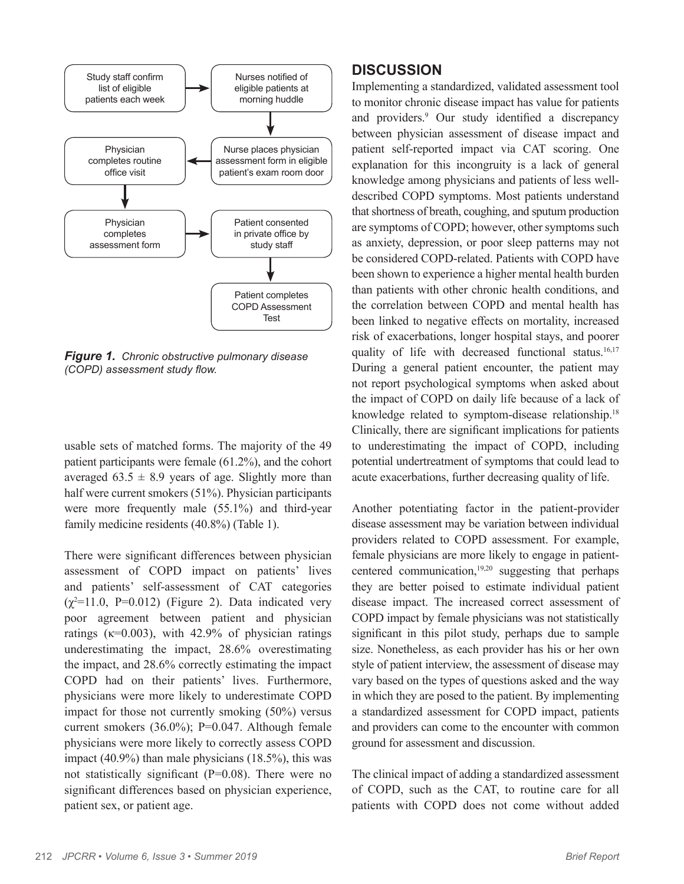Study staff confirm list of eligible patients each week → Nurses notified of eligible patients at morning huddle → Nurse places physician assessment form in eligible patient's exam room door → Physician completes routine office visit → Physician completes assessment form → Patient consented in private office by study staff → Patient completes COPD Assessment Test

***Figure 1.*** *Chronic obstructive pulmonary disease (COPD) assessment study flow.*

usable sets of matched forms. The majority of the 49 patient participants were female (61.2%), and the cohort averaged 63.5 ± 8.9 years of age. Slightly more than half were current smokers (51%). Physician participants were more frequently male (55.1%) and third-year family medicine residents (40.8%) (Table 1).

There were significant differences between physician assessment of COPD impact on patients' lives and patients' self-assessment of CAT categories ($\chi^2$=11.0, P=0.012) (Figure 2). Data indicated very poor agreement between patient and physician ratings ($\kappa$=0.003), with 42.9% of physician ratings underestimating the impact, 28.6% overestimating the impact, and 28.6% correctly estimating the impact COPD had on their patients' lives. Furthermore, physicians were more likely to underestimate COPD impact for those not currently smoking (50%) versus current smokers (36.0%); P=0.047. Although female physicians were more likely to correctly assess COPD impact (40.9%) than male physicians (18.5%), this was not statistically significant (P=0.08). There were no significant differences based on physician experience, patient sex, or patient age.

## DISCUSSION

Implementing a standardized, validated assessment tool to monitor chronic disease impact has value for patients and providers.[9] Our study identified a discrepancy between physician assessment of disease impact and patient self-reported impact via CAT scoring. One explanation for this incongruity is a lack of general knowledge among physicians and patients of less well-described COPD symptoms. Most patients understand that shortness of breath, coughing, and sputum production are symptoms of COPD; however, other symptoms such as anxiety, depression, or poor sleep patterns may not be considered COPD-related. Patients with COPD have been shown to experience a higher mental health burden than patients with other chronic health conditions, and the correlation between COPD and mental health has been linked to negative effects on mortality, increased risk of exacerbations, longer hospital stays, and poorer quality of life with decreased functional status.[16,17] During a general patient encounter, the patient may not report psychological symptoms when asked about the impact of COPD on daily life because of a lack of knowledge related to symptom-disease relationship.[18] Clinically, there are significant implications for patients to underestimating the impact of COPD, including potential undertreatment of symptoms that could lead to acute exacerbations, further decreasing quality of life.

Another potentiating factor in the patient-provider disease assessment may be variation between individual providers related to COPD assessment. For example, female physicians are more likely to engage in patient-centered communication,[19,20] suggesting that perhaps they are better poised to estimate individual patient disease impact. The increased correct assessment of COPD impact by female physicians was not statistically significant in this pilot study, perhaps due to sample size. Nonetheless, as each provider has his or her own style of patient interview, the assessment of disease may vary based on the types of questions asked and the way in which they are posed to the patient. By implementing a standardized assessment for COPD impact, patients and providers can come to the encounter with common ground for assessment and discussion.

The clinical impact of adding a standardized assessment of COPD, such as the CAT, to routine care for all patients with COPD does not come without added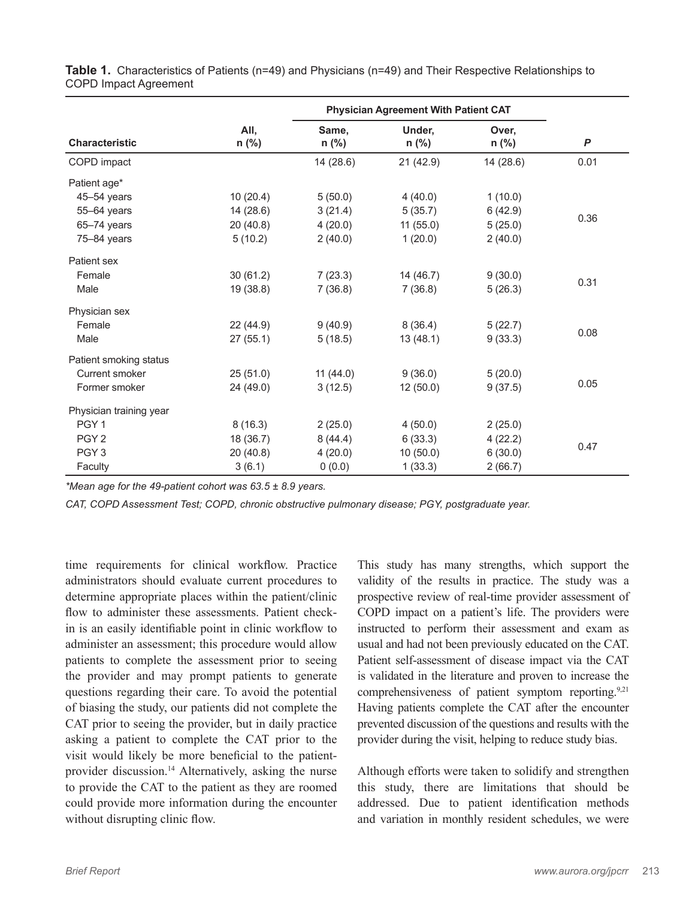**Table 1.** Characteristics of Patients (n=49) and Physicians (n=49) and Their Respective Relationships to COPD Impact Agreement

| Characteristic | All, n (%) | Physician Agreement With Patient CAT | | | *P* |
|---|---|---|---|---|---|
| | | Same, n (%) | Under, n (%) | Over, n (%) | |
| COPD impact | | 14 (28.6) | 21 (42.9) | 14 (28.6) | 0.01 |
| Patient age* | | | | | |
| 45–54 years | 10 (20.4) | 5 (50.0) | 4 (40.0) | 1 (10.0) | 0.36 |
| 55–64 years | 14 (28.6) | 3 (21.4) | 5 (35.7) | 6 (42.9) | |
| 65–74 years | 20 (40.8) | 4 (20.0) | 11 (55.0) | 5 (25.0) | |
| 75–84 years | 5 (10.2) | 2 (40.0) | 1 (20.0) | 2 (40.0) | |
| Patient sex | | | | | |
| Female | 30 (61.2) | 7 (23.3) | 14 (46.7) | 9 (30.0) | 0.31 |
| Male | 19 (38.8) | 7 (36.8) | 7 (36.8) | 5 (26.3) | |
| Physician sex | | | | | |
| Female | 22 (44.9) | 9 (40.9) | 8 (36.4) | 5 (22.7) | 0.08 |
| Male | 27 (55.1) | 5 (18.5) | 13 (48.1) | 9 (33.3) | |
| Patient smoking status | | | | | |
| Current smoker | 25 (51.0) | 11 (44.0) | 9 (36.0) | 5 (20.0) | 0.05 |
| Former smoker | 24 (49.0) | 3 (12.5) | 12 (50.0) | 9 (37.5) | |
| Physician training year | | | | | |
| PGY 1 | 8 (16.3) | 2 (25.0) | 4 (50.0) | 2 (25.0) | 0.47 |
| PGY 2 | 18 (36.7) | 8 (44.4) | 6 (33.3) | 4 (22.2) | |
| PGY 3 | 20 (40.8) | 4 (20.0) | 10 (50.0) | 6 (30.0) | |
| Faculty | 3 (6.1) | 0 (0.0) | 1 (33.3) | 2 (66.7) | |

*\*Mean age for the 49-patient cohort was 63.5 ± 8.9 years.*

*CAT, COPD Assessment Test; COPD, chronic obstructive pulmonary disease; PGY, postgraduate year.*

time requirements for clinical workflow. Practice administrators should evaluate current procedures to determine appropriate places within the patient/clinic flow to administer these assessments. Patient check-in is an easily identifiable point in clinic workflow to administer an assessment; this procedure would allow patients to complete the assessment prior to seeing the provider and may prompt patients to generate questions regarding their care. To avoid the potential of biasing the study, our patients did not complete the CAT prior to seeing the provider, but in daily practice asking a patient to complete the CAT prior to the visit would likely be more beneficial to the patient-provider discussion.[14] Alternatively, asking the nurse to provide the CAT to the patient as they are roomed could provide more information during the encounter without disrupting clinic flow.

This study has many strengths, which support the validity of the results in practice. The study was a prospective review of real-time provider assessment of COPD impact on a patient's life. The providers were instructed to perform their assessment and exam as usual and had not been previously educated on the CAT. Patient self-assessment of disease impact via the CAT is validated in the literature and proven to increase the comprehensiveness of patient symptom reporting.[9,21] Having patients complete the CAT after the encounter prevented discussion of the questions and results with the provider during the visit, helping to reduce study bias.

Although efforts were taken to solidify and strengthen this study, there are limitations that should be addressed. Due to patient identification methods and variation in monthly resident schedules, we were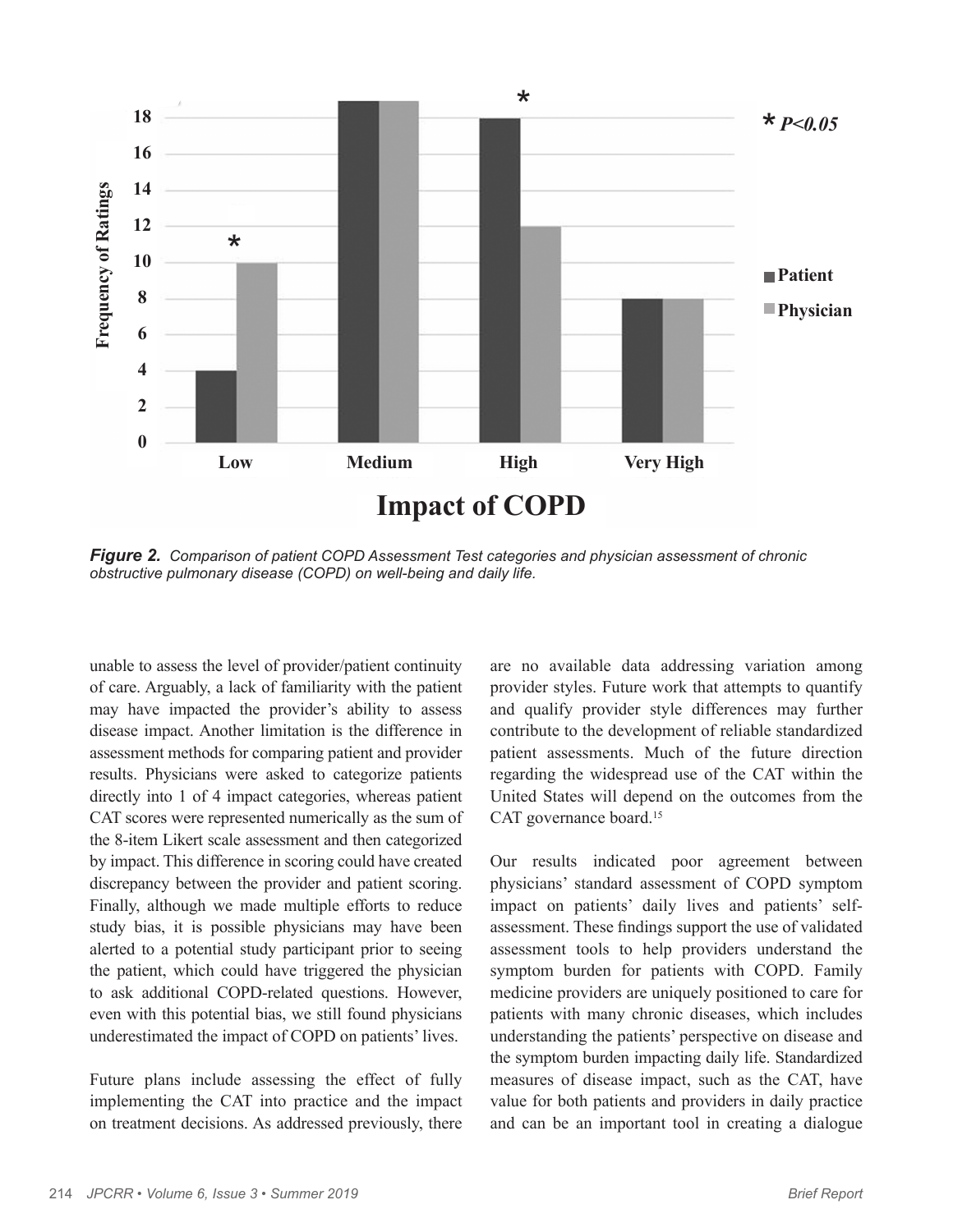**Figure 2.** *Comparison of patient COPD Assessment Test categories and physician assessment of chronic obstructive pulmonary disease (COPD) on well-being and daily life.*

unable to assess the level of provider/patient continuity of care. Arguably, a lack of familiarity with the patient may have impacted the provider's ability to assess disease impact. Another limitation is the difference in assessment methods for comparing patient and provider results. Physicians were asked to categorize patients directly into 1 of 4 impact categories, whereas patient CAT scores were represented numerically as the sum of the 8-item Likert scale assessment and then categorized by impact. This difference in scoring could have created discrepancy between the provider and patient scoring. Finally, although we made multiple efforts to reduce study bias, it is possible physicians may have been alerted to a potential study participant prior to seeing the patient, which could have triggered the physician to ask additional COPD-related questions. However, even with this potential bias, we still found physicians underestimated the impact of COPD on patients' lives.

Future plans include assessing the effect of fully implementing the CAT into practice and the impact on treatment decisions. As addressed previously, there are no available data addressing variation among provider styles. Future work that attempts to quantify and qualify provider style differences may further contribute to the development of reliable standardized patient assessments. Much of the future direction regarding the widespread use of the CAT within the United States will depend on the outcomes from the CAT governance board.[15]

Our results indicated poor agreement between physicians' standard assessment of COPD symptom impact on patients' daily lives and patients' self-assessment. These findings support the use of validated assessment tools to help providers understand the symptom burden for patients with COPD. Family medicine providers are uniquely positioned to care for patients with many chronic diseases, which includes understanding the patients' perspective on disease and the symptom burden impacting daily life. Standardized measures of disease impact, such as the CAT, have value for both patients and providers in daily practice and can be an important tool in creating a dialogue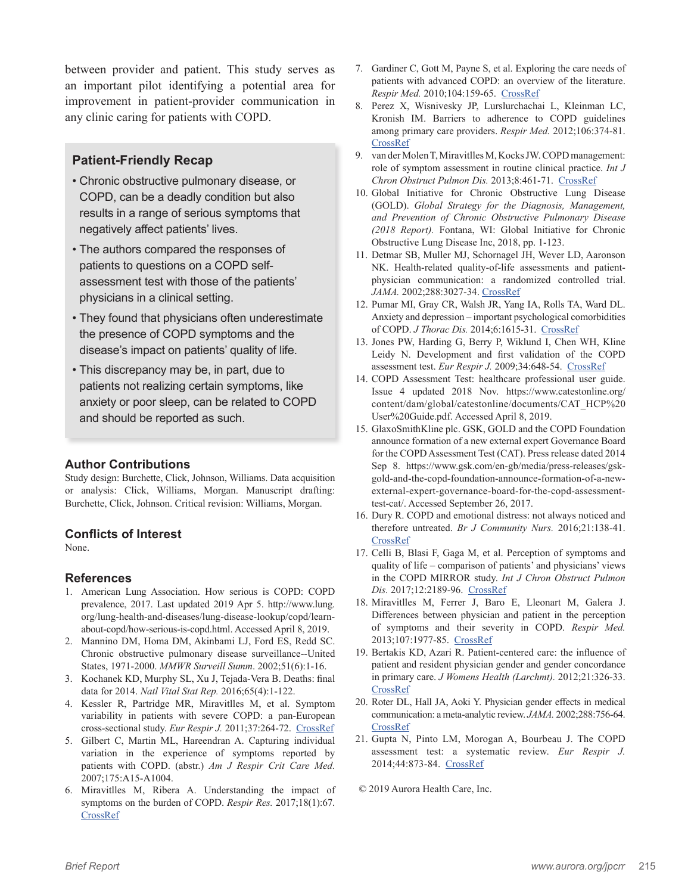between provider and patient. This study serves as an important pilot identifying a potential area for improvement in patient-provider communication in any clinic caring for patients with COPD.

## Patient-Friendly Recap

- Chronic obstructive pulmonary disease, or COPD, can be a deadly condition but also results in a range of serious symptoms that negatively affect patients' lives.
- The authors compared the responses of patients to questions on a COPD self-assessment test with those of the patients' physicians in a clinical setting.
- They found that physicians often underestimate the presence of COPD symptoms and the disease's impact on patients' quality of life.
- This discrepancy may be, in part, due to patients not realizing certain symptoms, like anxiety or poor sleep, can be related to COPD and should be reported as such.

## Author Contributions

Study design: Burchette, Click, Johnson, Williams. Data acquisition or analysis: Click, Williams, Morgan. Manuscript drafting: Burchette, Click, Johnson. Critical revision: Williams, Morgan.

## Conflicts of Interest

None.

## References

1. American Lung Association. How serious is COPD: COPD prevalence, 2017. Last updated 2019 Apr 5. http://www.lung.org/lung-health-and-diseases/lung-disease-lookup/copd/learn-about-copd/how-serious-is-copd.html. Accessed April 8, 2019.
2. Mannino DM, Homa DM, Akinbami LJ, Ford ES, Redd SC. Chronic obstructive pulmonary disease surveillance--United States, 1971-2000. *MMWR Surveill Summ*. 2002;51(6):1-16.
3. Kochanek KD, Murphy SL, Xu J, Tejada-Vera B. Deaths: final data for 2014. *Natl Vital Stat Rep.* 2016;65(4):1-122.
4. Kessler R, Partridge MR, Miravitlles M, et al. Symptom variability in patients with severe COPD: a pan-European cross-sectional study. *Eur Respir J.* 2011;37:264-72. CrossRef
5. Gilbert C, Martin ML, Hareendran A. Capturing individual variation in the experience of symptoms reported by patients with COPD. (abstr.) *Am J Respir Crit Care Med.* 2007;175:A15-A1004.
6. Miravitlles M, Ribera A. Understanding the impact of symptoms on the burden of COPD. *Respir Res.* 2017;18(1):67. CrossRef
7. Gardiner C, Gott M, Payne S, et al. Exploring the care needs of patients with advanced COPD: an overview of the literature. *Respir Med.* 2010;104:159-65. CrossRef
8. Perez X, Wisnivesky JP, Lurslurchachai L, Kleinman LC, Kronish IM. Barriers to adherence to COPD guidelines among primary care providers. *Respir Med.* 2012;106:374-81. CrossRef
9. van der Molen T, Miravitlles M, Kocks JW. COPD management: role of symptom assessment in routine clinical practice. *Int J Chron Obstruct Pulmon Dis.* 2013;8:461-71. CrossRef
10. Global Initiative for Chronic Obstructive Lung Disease (GOLD). *Global Strategy for the Diagnosis, Management, and Prevention of Chronic Obstructive Pulmonary Disease (2018 Report).* Fontana, WI: Global Initiative for Chronic Obstructive Lung Disease Inc, 2018, pp. 1-123.
11. Detmar SB, Muller MJ, Schornagel JH, Wever LD, Aaronson NK. Health-related quality-of-life assessments and patient-physician communication: a randomized controlled trial. *JAMA.* 2002;288:3027-34. CrossRef
12. Pumar MI, Gray CR, Walsh JR, Yang IA, Rolls TA, Ward DL. Anxiety and depression – important psychological comorbidities of COPD. *J Thorac Dis.* 2014;6:1615-31. CrossRef
13. Jones PW, Harding G, Berry P, Wiklund I, Chen WH, Kline Leidy N. Development and first validation of the COPD assessment test. *Eur Respir J.* 2009;34:648-54. CrossRef
14. COPD Assessment Test: healthcare professional user guide. Issue 4 updated 2018 Nov. https://www.catestonline.org/content/dam/global/catestonline/documents/CAT_HCP%20User%20Guide.pdf. Accessed April 8, 2019.
15. GlaxoSmithKline plc. GSK, GOLD and the COPD Foundation announce formation of a new external expert Governance Board for the COPD Assessment Test (CAT). Press release dated 2014 Sep 8. https://www.gsk.com/en-gb/media/press-releases/gsk-gold-and-the-copd-foundation-announce-formation-of-a-new-external-expert-governance-board-for-the-copd-assessment-test-cat/. Accessed September 26, 2017.
16. Dury R. COPD and emotional distress: not always noticed and therefore untreated. *Br J Community Nurs.* 2016;21:138-41. CrossRef
17. Celli B, Blasi F, Gaga M, et al. Perception of symptoms and quality of life – comparison of patients' and physicians' views in the COPD MIRROR study. *Int J Chron Obstruct Pulmon Dis.* 2017;12:2189-96. CrossRef
18. Miravitlles M, Ferrer J, Baro E, Lleonart M, Galera J. Differences between physician and patient in the perception of symptoms and their severity in COPD. *Respir Med.* 2013;107:1977-85. CrossRef
19. Bertakis KD, Azari R. Patient-centered care: the influence of patient and resident physician gender and gender concordance in primary care. *J Womens Health (Larchmt).* 2012;21:326-33. CrossRef
20. Roter DL, Hall JA, Aoki Y. Physician gender effects in medical communication: a meta-analytic review. *JAMA.* 2002;288:756-64. CrossRef
21. Gupta N, Pinto LM, Morogan A, Bourbeau J. The COPD assessment test: a systematic review. *Eur Respir J.* 2014;44:873-84. CrossRef

© 2019 Aurora Health Care, Inc.